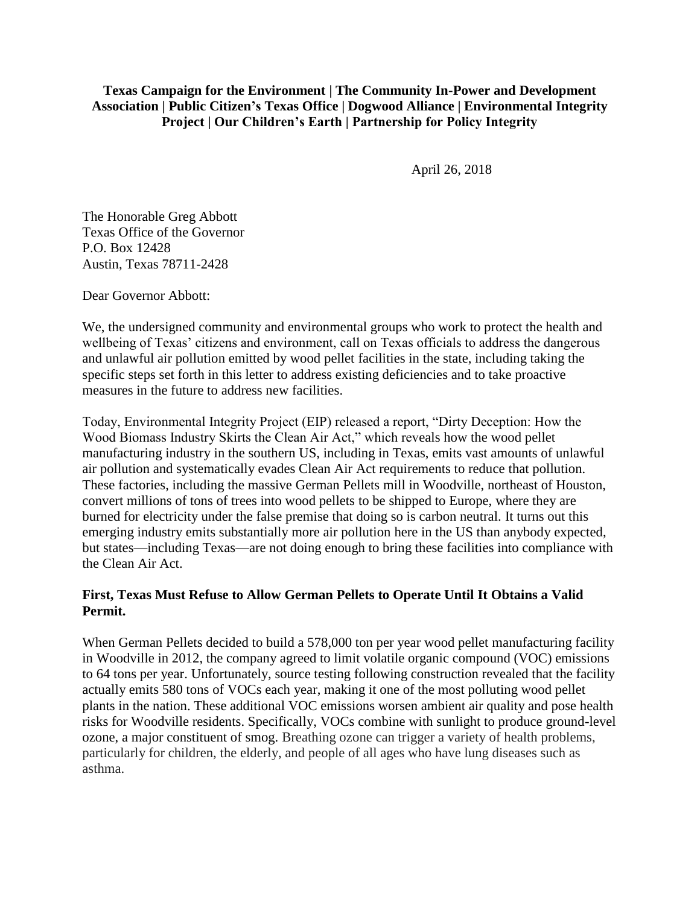**Texas Campaign for the Environment | The Community In-Power and Development Association | Public Citizen's Texas Office | Dogwood Alliance | Environmental Integrity Project | Our Children's Earth | Partnership for Policy Integrity**

April 26, 2018

The Honorable Greg Abbott
Texas Office of the Governor
P.O. Box 12428
Austin, Texas 78711-2428

Dear Governor Abbott:

We, the undersigned community and environmental groups who work to protect the health and wellbeing of Texas' citizens and environment, call on Texas officials to address the dangerous and unlawful air pollution emitted by wood pellet facilities in the state, including taking the specific steps set forth in this letter to address existing deficiencies and to take proactive measures in the future to address new facilities.

Today, Environmental Integrity Project (EIP) released a report, "Dirty Deception: How the Wood Biomass Industry Skirts the Clean Air Act," which reveals how the wood pellet manufacturing industry in the southern US, including in Texas, emits vast amounts of unlawful air pollution and systematically evades Clean Air Act requirements to reduce that pollution. These factories, including the massive German Pellets mill in Woodville, northeast of Houston, convert millions of tons of trees into wood pellets to be shipped to Europe, where they are burned for electricity under the false premise that doing so is carbon neutral. It turns out this emerging industry emits substantially more air pollution here in the US than anybody expected, but states—including Texas—are not doing enough to bring these facilities into compliance with the Clean Air Act.

**First, Texas Must Refuse to Allow German Pellets to Operate Until It Obtains a Valid Permit.**

When German Pellets decided to build a 578,000 ton per year wood pellet manufacturing facility in Woodville in 2012, the company agreed to limit volatile organic compound (VOC) emissions to 64 tons per year. Unfortunately, source testing following construction revealed that the facility actually emits 580 tons of VOCs each year, making it one of the most polluting wood pellet plants in the nation. These additional VOC emissions worsen ambient air quality and pose health risks for Woodville residents. Specifically, VOCs combine with sunlight to produce ground-level ozone, a major constituent of smog. Breathing ozone can trigger a variety of health problems, particularly for children, the elderly, and people of all ages who have lung diseases such as asthma.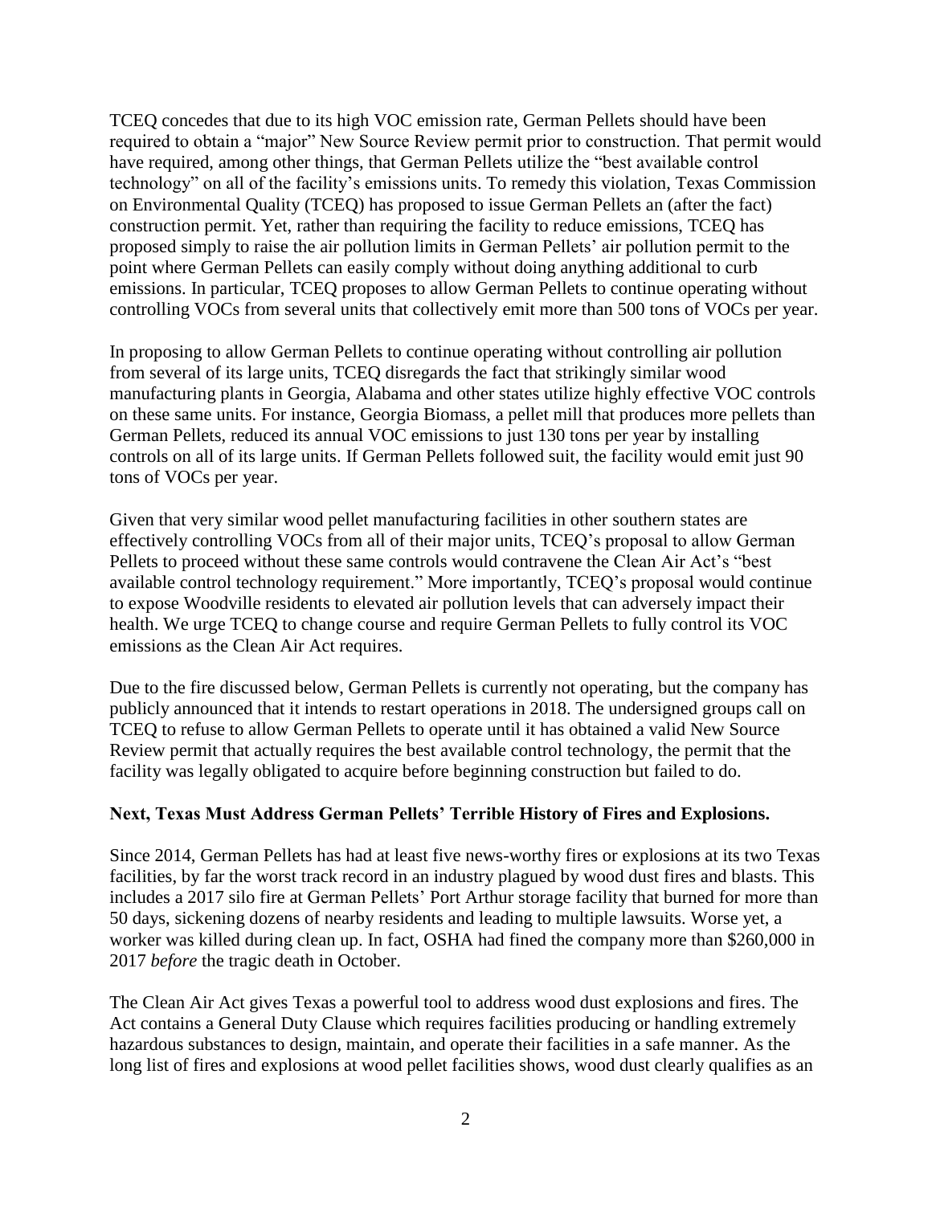TCEQ concedes that due to its high VOC emission rate, German Pellets should have been required to obtain a "major" New Source Review permit prior to construction. That permit would have required, among other things, that German Pellets utilize the "best available control technology" on all of the facility's emissions units. To remedy this violation, Texas Commission on Environmental Quality (TCEQ) has proposed to issue German Pellets an (after the fact) construction permit. Yet, rather than requiring the facility to reduce emissions, TCEQ has proposed simply to raise the air pollution limits in German Pellets' air pollution permit to the point where German Pellets can easily comply without doing anything additional to curb emissions. In particular, TCEQ proposes to allow German Pellets to continue operating without controlling VOCs from several units that collectively emit more than 500 tons of VOCs per year.

In proposing to allow German Pellets to continue operating without controlling air pollution from several of its large units, TCEQ disregards the fact that strikingly similar wood manufacturing plants in Georgia, Alabama and other states utilize highly effective VOC controls on these same units. For instance, Georgia Biomass, a pellet mill that produces more pellets than German Pellets, reduced its annual VOC emissions to just 130 tons per year by installing controls on all of its large units. If German Pellets followed suit, the facility would emit just 90 tons of VOCs per year.

Given that very similar wood pellet manufacturing facilities in other southern states are effectively controlling VOCs from all of their major units, TCEQ's proposal to allow German Pellets to proceed without these same controls would contravene the Clean Air Act's "best available control technology requirement." More importantly, TCEQ's proposal would continue to expose Woodville residents to elevated air pollution levels that can adversely impact their health. We urge TCEQ to change course and require German Pellets to fully control its VOC emissions as the Clean Air Act requires.

Due to the fire discussed below, German Pellets is currently not operating, but the company has publicly announced that it intends to restart operations in 2018. The undersigned groups call on TCEQ to refuse to allow German Pellets to operate until it has obtained a valid New Source Review permit that actually requires the best available control technology, the permit that the facility was legally obligated to acquire before beginning construction but failed to do.

**Next, Texas Must Address German Pellets' Terrible History of Fires and Explosions.**

Since 2014, German Pellets has had at least five news-worthy fires or explosions at its two Texas facilities, by far the worst track record in an industry plagued by wood dust fires and blasts. This includes a 2017 silo fire at German Pellets' Port Arthur storage facility that burned for more than 50 days, sickening dozens of nearby residents and leading to multiple lawsuits. Worse yet, a worker was killed during clean up. In fact, OSHA had fined the company more than $260,000 in 2017 *before* the tragic death in October.

The Clean Air Act gives Texas a powerful tool to address wood dust explosions and fires. The Act contains a General Duty Clause which requires facilities producing or handling extremely hazardous substances to design, maintain, and operate their facilities in a safe manner. As the long list of fires and explosions at wood pellet facilities shows, wood dust clearly qualifies as an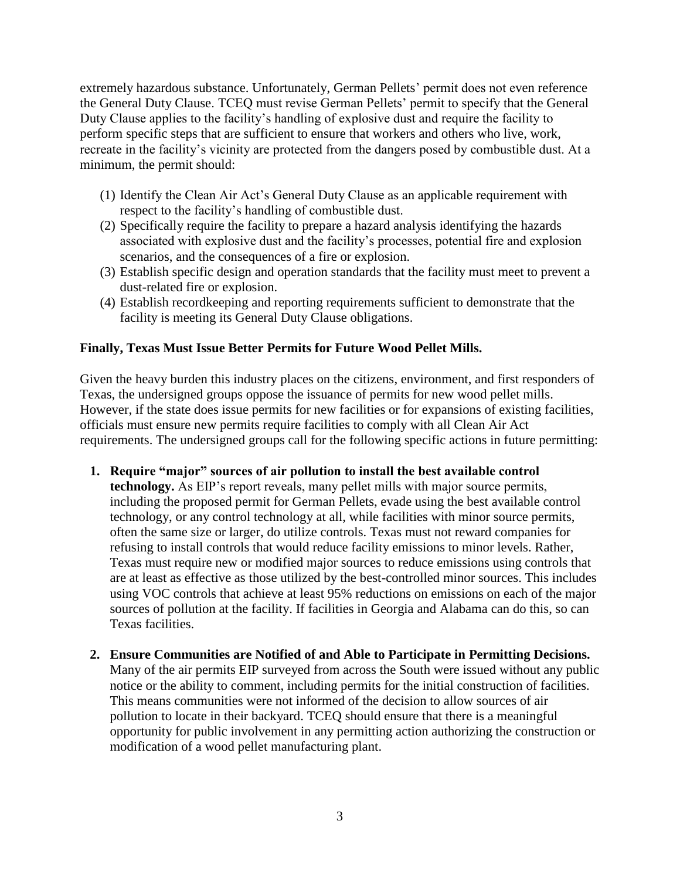extremely hazardous substance. Unfortunately, German Pellets' permit does not even reference the General Duty Clause. TCEQ must revise German Pellets' permit to specify that the General Duty Clause applies to the facility's handling of explosive dust and require the facility to perform specific steps that are sufficient to ensure that workers and others who live, work, recreate in the facility's vicinity are protected from the dangers posed by combustible dust. At a minimum, the permit should:

(1) Identify the Clean Air Act's General Duty Clause as an applicable requirement with respect to the facility's handling of combustible dust.
(2) Specifically require the facility to prepare a hazard analysis identifying the hazards associated with explosive dust and the facility's processes, potential fire and explosion scenarios, and the consequences of a fire or explosion.
(3) Establish specific design and operation standards that the facility must meet to prevent a dust-related fire or explosion.
(4) Establish recordkeeping and reporting requirements sufficient to demonstrate that the facility is meeting its General Duty Clause obligations.

**Finally, Texas Must Issue Better Permits for Future Wood Pellet Mills.**

Given the heavy burden this industry places on the citizens, environment, and first responders of Texas, the undersigned groups oppose the issuance of permits for new wood pellet mills. However, if the state does issue permits for new facilities or for expansions of existing facilities, officials must ensure new permits require facilities to comply with all Clean Air Act requirements. The undersigned groups call for the following specific actions in future permitting:

1. **Require "major" sources of air pollution to install the best available control technology.** As EIP's report reveals, many pellet mills with major source permits, including the proposed permit for German Pellets, evade using the best available control technology, or any control technology at all, while facilities with minor source permits, often the same size or larger, do utilize controls. Texas must not reward companies for refusing to install controls that would reduce facility emissions to minor levels. Rather, Texas must require new or modified major sources to reduce emissions using controls that are at least as effective as those utilized by the best-controlled minor sources. This includes using VOC controls that achieve at least 95% reductions on emissions on each of the major sources of pollution at the facility. If facilities in Georgia and Alabama can do this, so can Texas facilities.

2. **Ensure Communities are Notified of and Able to Participate in Permitting Decisions.** Many of the air permits EIP surveyed from across the South were issued without any public notice or the ability to comment, including permits for the initial construction of facilities. This means communities were not informed of the decision to allow sources of air pollution to locate in their backyard. TCEQ should ensure that there is a meaningful opportunity for public involvement in any permitting action authorizing the construction or modification of a wood pellet manufacturing plant.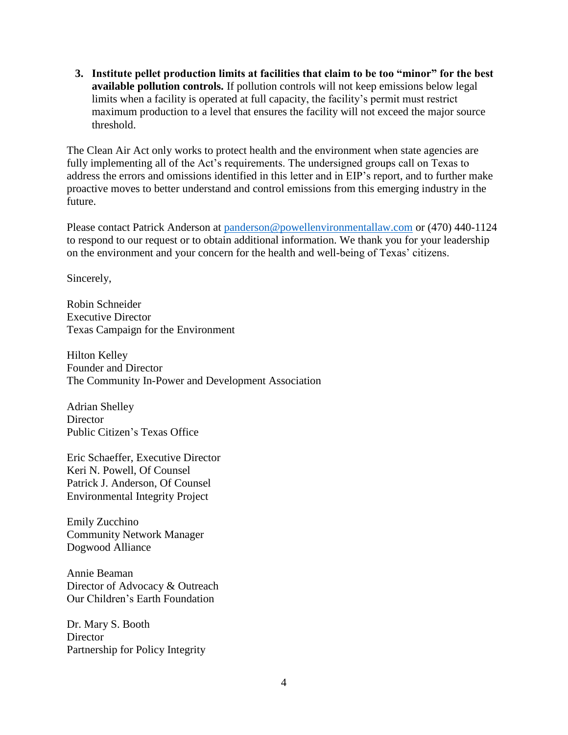3. **Institute pellet production limits at facilities that claim to be too "minor" for the best available pollution controls.** If pollution controls will not keep emissions below legal limits when a facility is operated at full capacity, the facility's permit must restrict maximum production to a level that ensures the facility will not exceed the major source threshold.

The Clean Air Act only works to protect health and the environment when state agencies are fully implementing all of the Act's requirements. The undersigned groups call on Texas to address the errors and omissions identified in this letter and in EIP's report, and to further make proactive moves to better understand and control emissions from this emerging industry in the future.

Please contact Patrick Anderson at [panderson@powellenvironmentallaw.com](mailto:panderson@powellenvironmentallaw.com) or (470) 440-1124 to respond to our request or to obtain additional information. We thank you for your leadership on the environment and your concern for the health and well-being of Texas' citizens.

Sincerely,

Robin Schneider
Executive Director
Texas Campaign for the Environment

Hilton Kelley
Founder and Director
The Community In-Power and Development Association

Adrian Shelley
Director
Public Citizen's Texas Office

Eric Schaeffer, Executive Director
Keri N. Powell, Of Counsel
Patrick J. Anderson, Of Counsel
Environmental Integrity Project

Emily Zucchino
Community Network Manager
Dogwood Alliance

Annie Beaman
Director of Advocacy & Outreach
Our Children's Earth Foundation

Dr. Mary S. Booth
Director
Partnership for Policy Integrity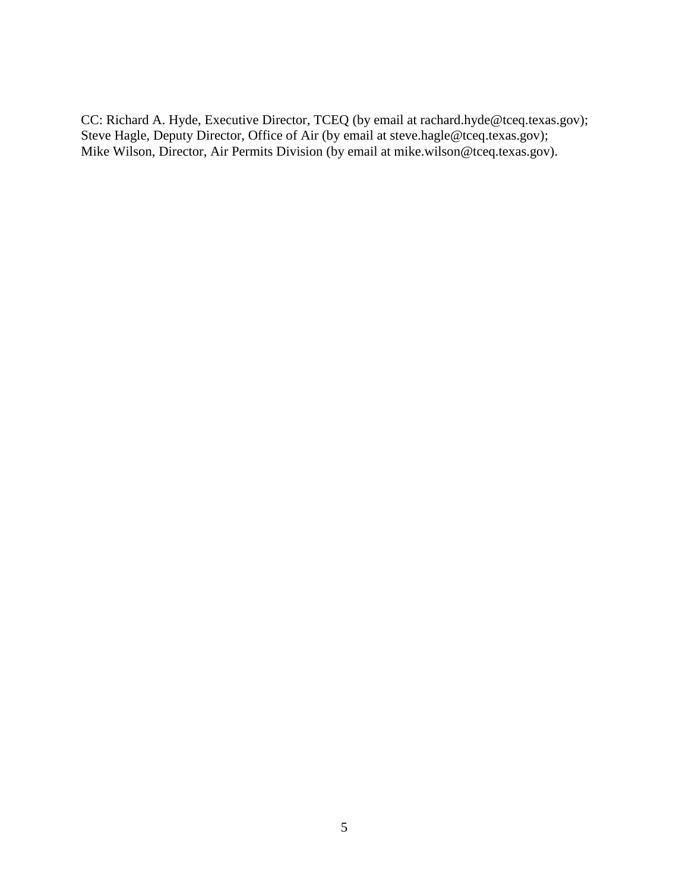CC: Richard A. Hyde, Executive Director, TCEQ (by email at rachard.hyde@tceq.texas.gov);
Steve Hagle, Deputy Director, Office of Air (by email at steve.hagle@tceq.texas.gov);
Mike Wilson, Director, Air Permits Division (by email at mike.wilson@tceq.texas.gov).